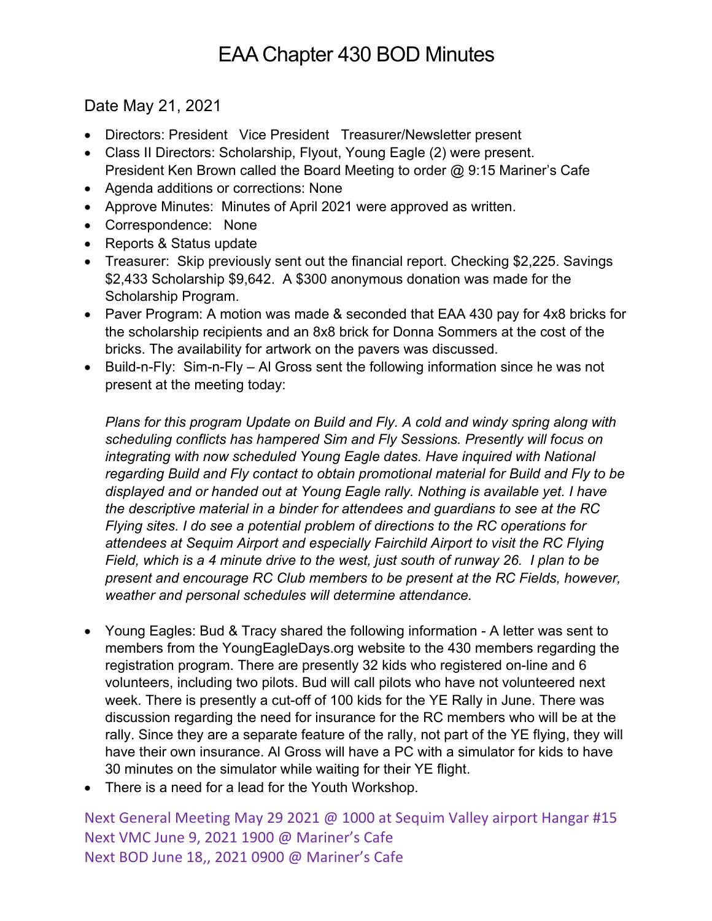# EAA Chapter 430 BOD Minutes

Date May 21, 2021

- Directors: President  Vice President  Treasurer/Newsletter present
- Class II Directors: Scholarship, Flyout, Young Eagle (2) were present.
  President Ken Brown called the Board Meeting to order @ 9:15 Mariner's Cafe
- Agenda additions or corrections: None
- Approve Minutes: Minutes of April 2021 were approved as written.
- Correspondence:  None
- Reports & Status update
- Treasurer: Skip previously sent out the financial report. Checking $2,225. Savings $2,433 Scholarship $9,642. A $300 anonymous donation was made for the Scholarship Program.
- Paver Program: A motion was made & seconded that EAA 430 pay for 4x8 bricks for the scholarship recipients and an 8x8 brick for Donna Sommers at the cost of the bricks. The availability for artwork on the pavers was discussed.
- Build-n-Fly: Sim-n-Fly – Al Gross sent the following information since he was not present at the meeting today:

  *Plans for this program Update on Build and Fly. A cold and windy spring along with scheduling conflicts has hampered Sim and Fly Sessions. Presently will focus on integrating with now scheduled Young Eagle dates. Have inquired with National regarding Build and Fly contact to obtain promotional material for Build and Fly to be displayed and or handed out at Young Eagle rally. Nothing is available yet. I have the descriptive material in a binder for attendees and guardians to see at the RC Flying sites. I do see a potential problem of directions to the RC operations for attendees at Sequim Airport and especially Fairchild Airport to visit the RC Flying Field, which is a 4 minute drive to the west, just south of runway 26. I plan to be present and encourage RC Club members to be present at the RC Fields, however, weather and personal schedules will determine attendance.*

- Young Eagles: Bud & Tracy shared the following information - A letter was sent to members from the YoungEagleDays.org website to the 430 members regarding the registration program. There are presently 32 kids who registered on-line and 6 volunteers, including two pilots. Bud will call pilots who have not volunteered next week. There is presently a cut-off of 100 kids for the YE Rally in June. There was discussion regarding the need for insurance for the RC members who will be at the rally. Since they are a separate feature of the rally, not part of the YE flying, they will have their own insurance. Al Gross will have a PC with a simulator for kids to have 30 minutes on the simulator while waiting for their YE flight.
- There is a need for a lead for the Youth Workshop.

Next General Meeting May 29 2021 @ 1000 at Sequim Valley airport Hangar #15
Next VMC June 9, 2021 1900 @ Mariner's Cafe
Next BOD June 18,, 2021 0900 @ Mariner's Cafe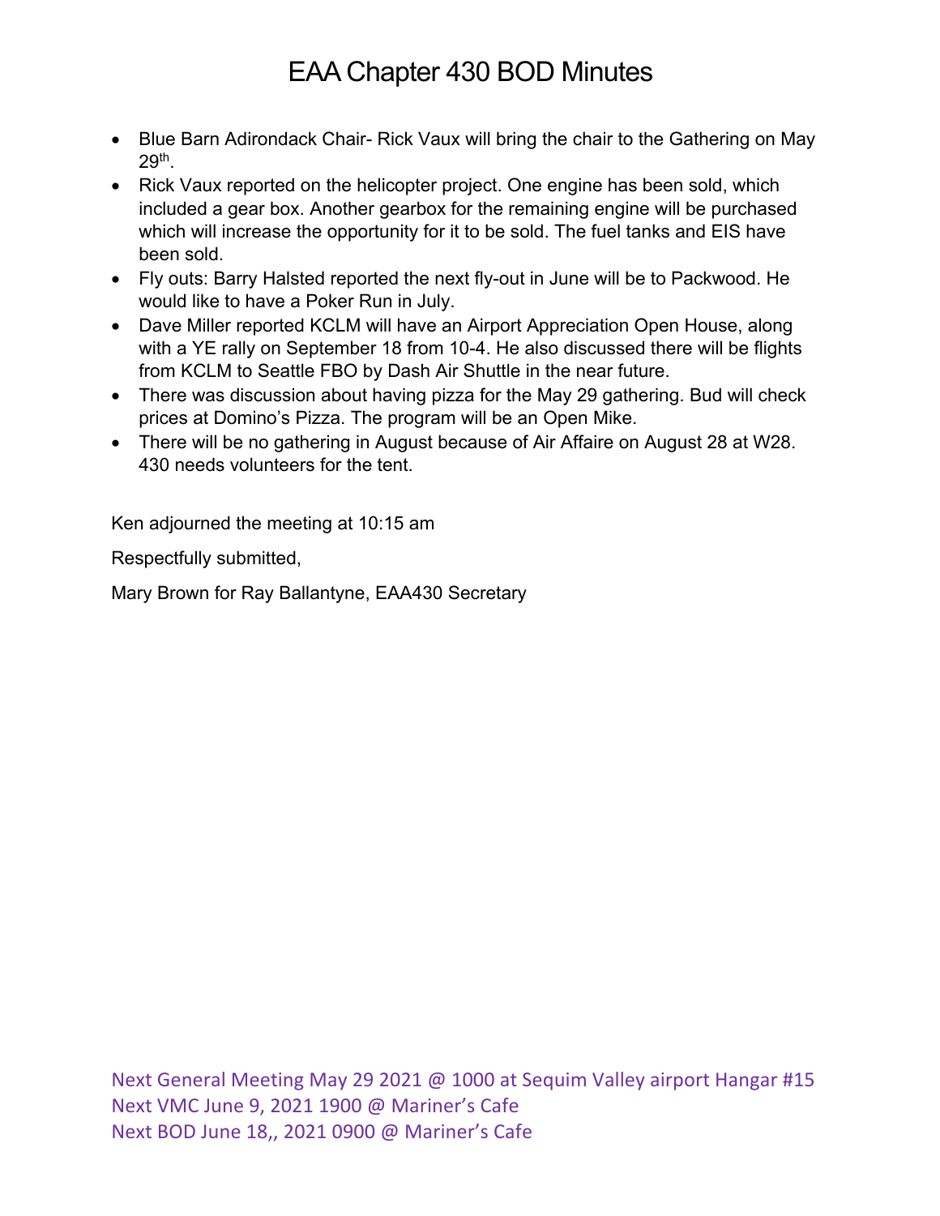- Blue Barn Adirondack Chair- Rick Vaux will bring the chair to the Gathering on May 29th.
- Rick Vaux reported on the helicopter project. One engine has been sold, which included a gear box. Another gearbox for the remaining engine will be purchased which will increase the opportunity for it to be sold. The fuel tanks and EIS have been sold.
- Fly outs: Barry Halsted reported the next fly-out in June will be to Packwood. He would like to have a Poker Run in July.
- Dave Miller reported KCLM will have an Airport Appreciation Open House, along with a YE rally on September 18 from 10-4. He also discussed there will be flights from KCLM to Seattle FBO by Dash Air Shuttle in the near future.
- There was discussion about having pizza for the May 29 gathering. Bud will check prices at Domino's Pizza. The program will be an Open Mike.
- There will be no gathering in August because of Air Affaire on August 28 at W28. 430 needs volunteers for the tent.

Ken adjourned the meeting at 10:15 am

Respectfully submitted,

Mary Brown for Ray Ballantyne, EAA430 Secretary

Next General Meeting May 29 2021 @ 1000 at Sequim Valley airport Hangar #15
Next VMC June 9, 2021 1900 @ Mariner's Cafe
Next BOD June 18,, 2021 0900 @ Mariner's Cafe